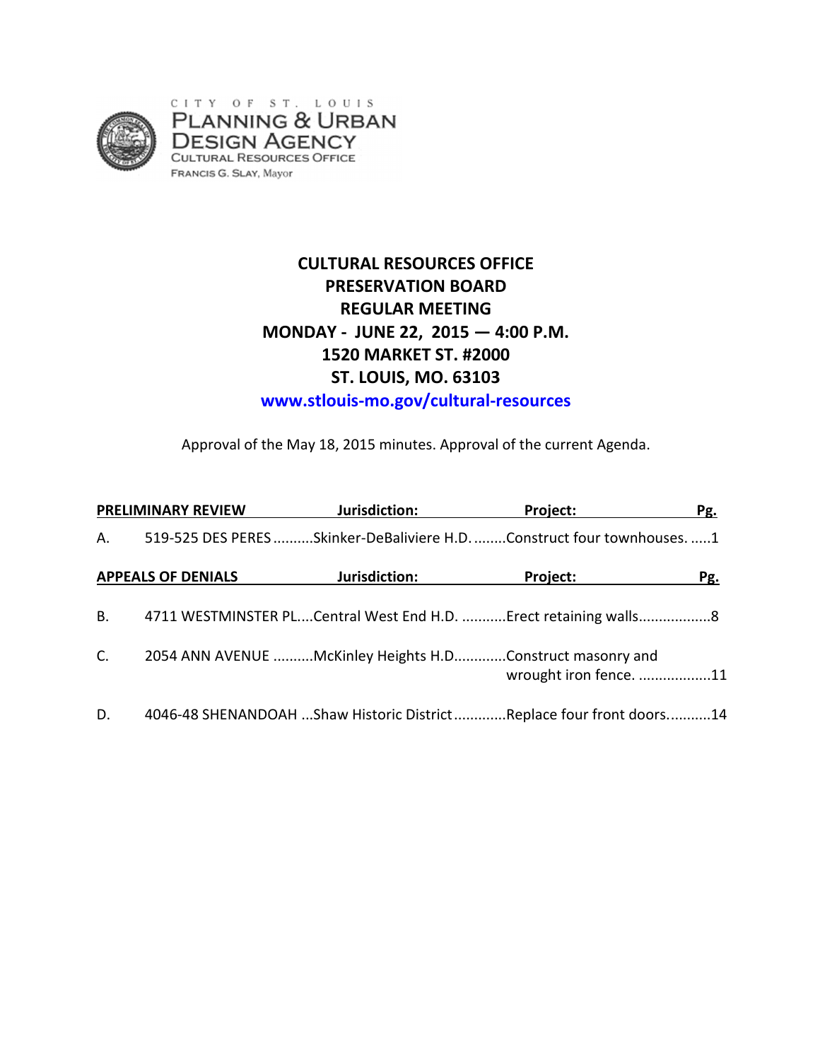CITY OF ST. LOUIS
PLANNING & URBAN DESIGN AGENCY
CULTURAL RESOURCES OFFICE
FRANCIS G. SLAY, Mayor

# CULTURAL RESOURCES OFFICE
# PRESERVATION BOARD
# REGULAR MEETING
# MONDAY - JUNE 22, 2015 — 4:00 P.M.
# 1520 MARKET ST. #2000
# ST. LOUIS, MO. 63103

www.stlouis-mo.gov/cultural-resources

Approval of the May 18, 2015 minutes. Approval of the current Agenda.

| PRELIMINARY REVIEW | | Jurisdiction: | Project: | Pg. |
|---|---|---|---|---|
| A. | 519-525 DES PERES | Skinker-DeBaliviere H.D. | Construct four townhouses. | 1 |

| APPEALS OF DENIALS | | Jurisdiction: | Project: | Pg. |
|---|---|---|---|---|
| B. | 4711 WESTMINSTER PL | Central West End H.D. | Erect retaining walls | 8 |
| C. | 2054 ANN AVENUE | McKinley Heights H.D | Construct masonry and wrought iron fence. | 11 |
| D. | 4046-48 SHENANDOAH | Shaw Historic District | Replace four front doors. | 14 |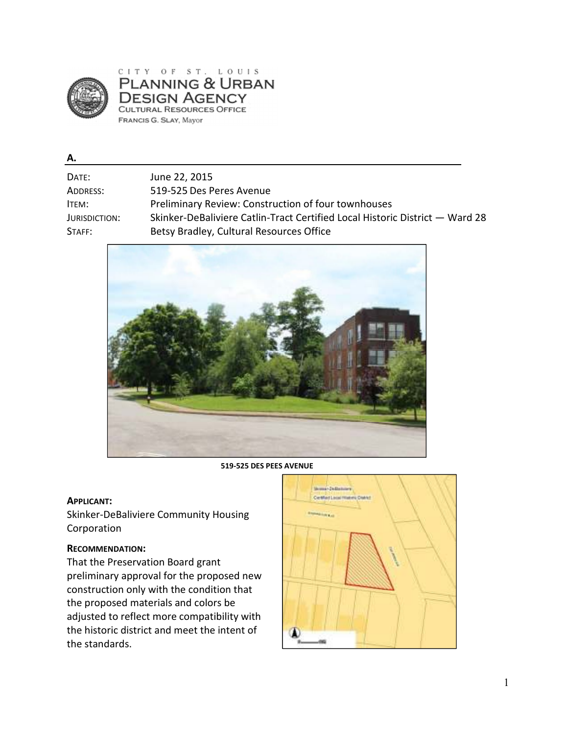CITY OF ST. LOUIS
PLANNING & URBAN DESIGN AGENCY
CULTURAL RESOURCES OFFICE
FRANCIS G. SLAY, Mayor

## A.

| | |
|---|---|
| DATE: | June 22, 2015 |
| ADDRESS: | 519-525 Des Peres Avenue |
| ITEM: | Preliminary Review: Construction of four townhouses |
| JURISDICTION: | Skinker-DeBaliviere Catlin-Tract Certified Local Historic District — Ward 28 |
| STAFF: | Betsy Bradley, Cultural Resources Office |

519-525 DES PEES AVENUE

**APPLICANT:**
Skinker-DeBaliviere Community Housing Corporation

**RECOMMENDATION:**
That the Preservation Board grant preliminary approval for the proposed new construction only with the condition that the proposed materials and colors be adjusted to reflect more compatibility with the historic district and meet the intent of the standards.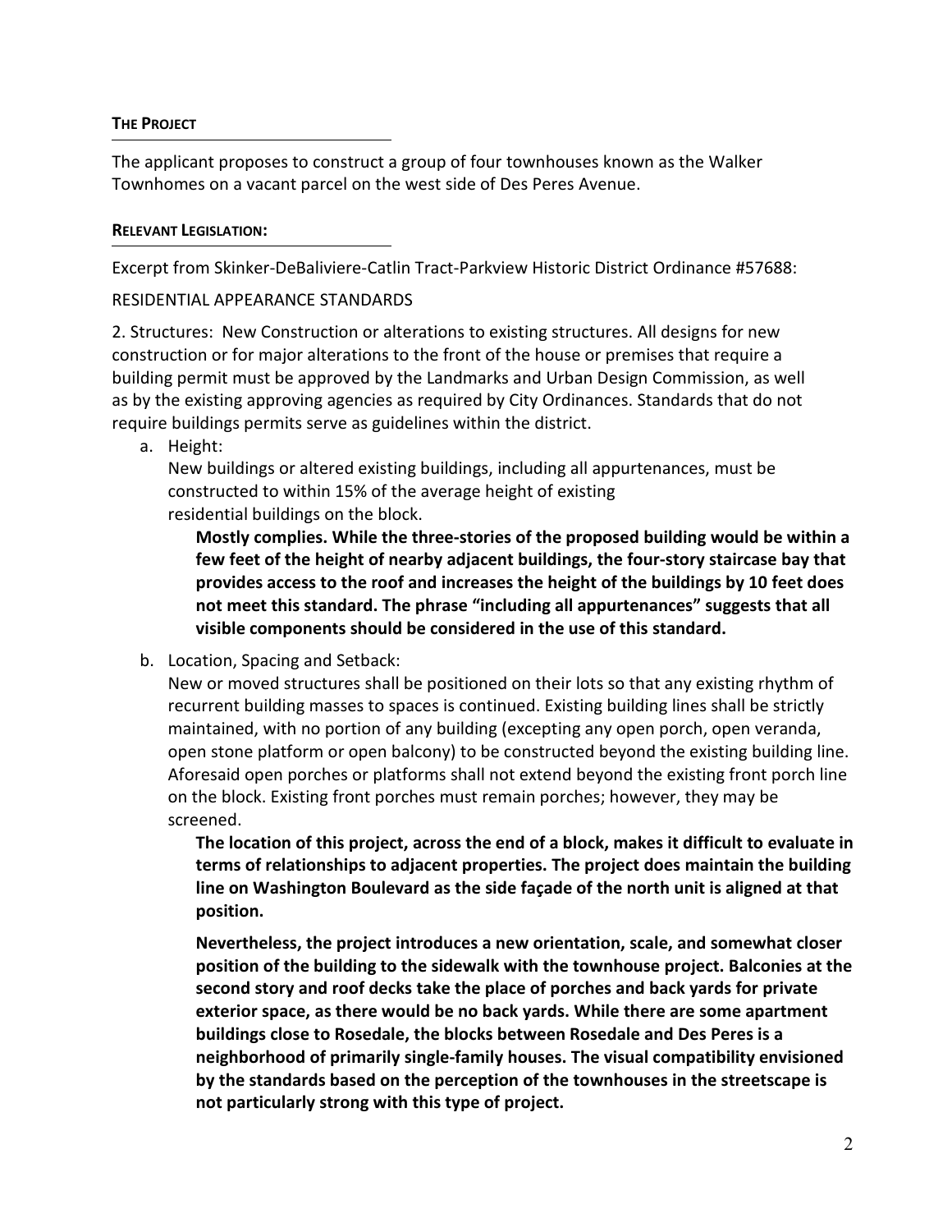#### THE PROJECT

The applicant proposes to construct a group of four townhouses known as the Walker Townhomes on a vacant parcel on the west side of Des Peres Avenue.

#### RELEVANT LEGISLATION:

Excerpt from Skinker-DeBaliviere-Catlin Tract-Parkview Historic District Ordinance #57688:

RESIDENTIAL APPEARANCE STANDARDS

2. Structures: New Construction or alterations to existing structures. All designs for new construction or for major alterations to the front of the house or premises that require a building permit must be approved by the Landmarks and Urban Design Commission, as well as by the existing approving agencies as required by City Ordinances. Standards that do not require buildings permits serve as guidelines within the district.

   a. Height:
      New buildings or altered existing buildings, including all appurtenances, must be constructed to within 15% of the average height of existing residential buildings on the block.

      **Mostly complies. While the three-stories of the proposed building would be within a few feet of the height of nearby adjacent buildings, the four-story staircase bay that provides access to the roof and increases the height of the buildings by 10 feet does not meet this standard. The phrase "including all appurtenances" suggests that all visible components should be considered in the use of this standard.**

   b. Location, Spacing and Setback:
      New or moved structures shall be positioned on their lots so that any existing rhythm of recurrent building masses to spaces is continued. Existing building lines shall be strictly maintained, with no portion of any building (excepting any open porch, open veranda, open stone platform or open balcony) to be constructed beyond the existing building line. Aforesaid open porches or platforms shall not extend beyond the existing front porch line on the block. Existing front porches must remain porches; however, they may be screened.

      **The location of this project, across the end of a block, makes it difficult to evaluate in terms of relationships to adjacent properties. The project does maintain the building line on Washington Boulevard as the side façade of the north unit is aligned at that position.**

      **Nevertheless, the project introduces a new orientation, scale, and somewhat closer position of the building to the sidewalk with the townhouse project. Balconies at the second story and roof decks take the place of porches and back yards for private exterior space, as there would be no back yards. While there are some apartment buildings close to Rosedale, the blocks between Rosedale and Des Peres is a neighborhood of primarily single-family houses. The visual compatibility envisioned by the standards based on the perception of the townhouses in the streetscape is not particularly strong with this type of project.**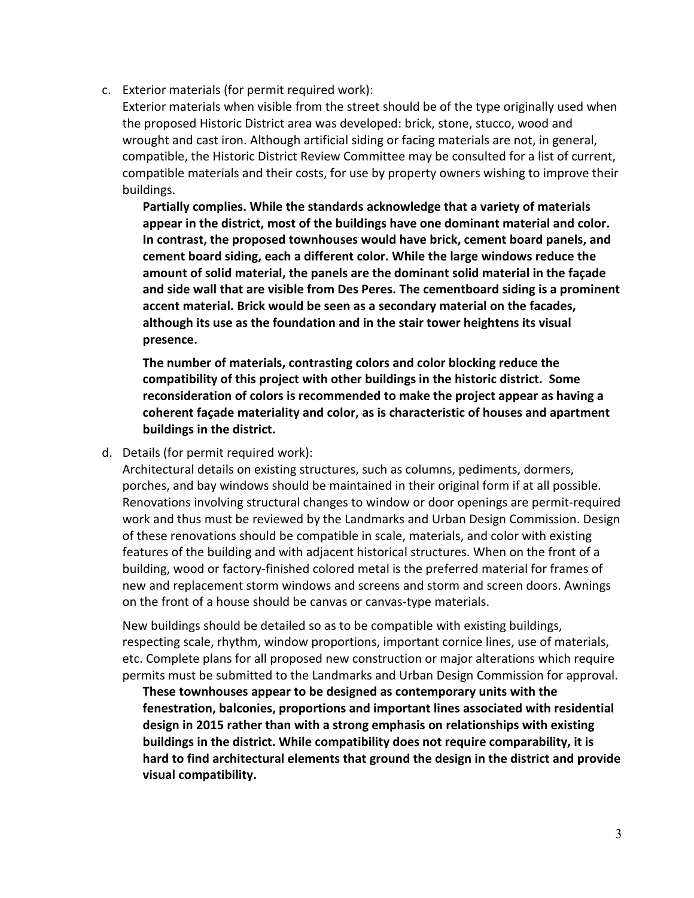c. Exterior materials (for permit required work):

   Exterior materials when visible from the street should be of the type originally used when the proposed Historic District area was developed: brick, stone, stucco, wood and wrought and cast iron. Although artificial siding or facing materials are not, in general, compatible, the Historic District Review Committee may be consulted for a list of current, compatible materials and their costs, for use by property owners wishing to improve their buildings.

   **Partially complies. While the standards acknowledge that a variety of materials appear in the district, most of the buildings have one dominant material and color. In contrast, the proposed townhouses would have brick, cement board panels, and cement board siding, each a different color. While the large windows reduce the amount of solid material, the panels are the dominant solid material in the façade and side wall that are visible from Des Peres. The cementboard siding is a prominent accent material. Brick would be seen as a secondary material on the facades, although its use as the foundation and in the stair tower heightens its visual presence.**

   **The number of materials, contrasting colors and color blocking reduce the compatibility of this project with other buildings in the historic district. Some reconsideration of colors is recommended to make the project appear as having a coherent façade materiality and color, as is characteristic of houses and apartment buildings in the district.**

d. Details (for permit required work):

   Architectural details on existing structures, such as columns, pediments, dormers, porches, and bay windows should be maintained in their original form if at all possible. Renovations involving structural changes to window or door openings are permit-required work and thus must be reviewed by the Landmarks and Urban Design Commission. Design of these renovations should be compatible in scale, materials, and color with existing features of the building and with adjacent historical structures. When on the front of a building, wood or factory-finished colored metal is the preferred material for frames of new and replacement storm windows and screens and storm and screen doors. Awnings on the front of a house should be canvas or canvas-type materials.

   New buildings should be detailed so as to be compatible with existing buildings, respecting scale, rhythm, window proportions, important cornice lines, use of materials, etc. Complete plans for all proposed new construction or major alterations which require permits must be submitted to the Landmarks and Urban Design Commission for approval.

   **These townhouses appear to be designed as contemporary units with the fenestration, balconies, proportions and important lines associated with residential design in 2015 rather than with a strong emphasis on relationships with existing buildings in the district. While compatibility does not require comparability, it is hard to find architectural elements that ground the design in the district and provide visual compatibility.**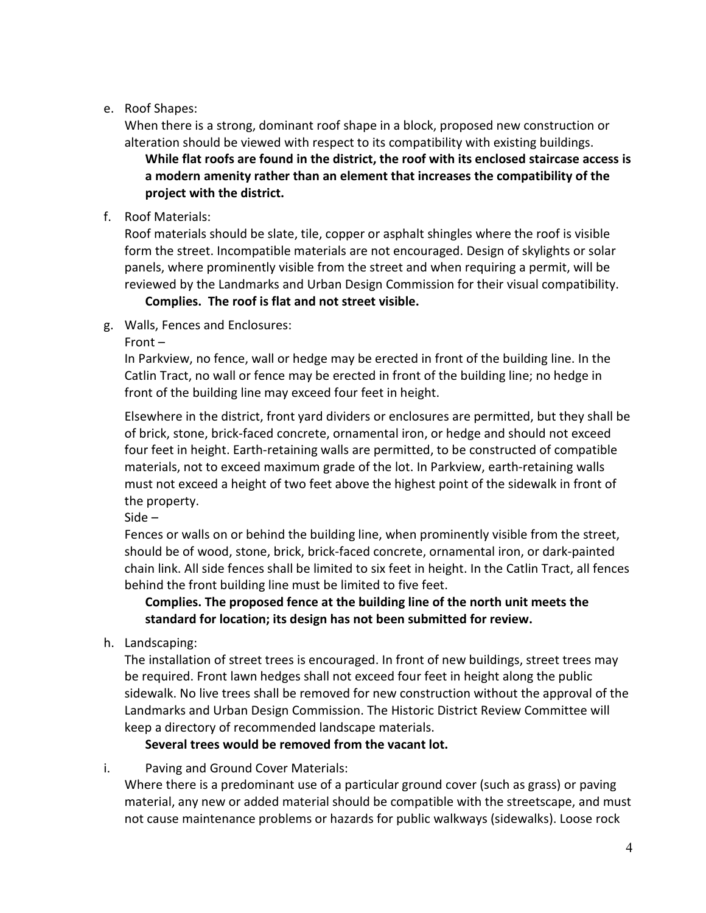e. Roof Shapes:

When there is a strong, dominant roof shape in a block, proposed new construction or alteration should be viewed with respect to its compatibility with existing buildings.

**While flat roofs are found in the district, the roof with its enclosed staircase access is a modern amenity rather than an element that increases the compatibility of the project with the district.**

f. Roof Materials:

Roof materials should be slate, tile, copper or asphalt shingles where the roof is visible form the street. Incompatible materials are not encouraged. Design of skylights or solar panels, where prominently visible from the street and when requiring a permit, will be reviewed by the Landmarks and Urban Design Commission for their visual compatibility.

**Complies. The roof is flat and not street visible.**

g. Walls, Fences and Enclosures:

Front –

In Parkview, no fence, wall or hedge may be erected in front of the building line. In the Catlin Tract, no wall or fence may be erected in front of the building line; no hedge in front of the building line may exceed four feet in height.

Elsewhere in the district, front yard dividers or enclosures are permitted, but they shall be of brick, stone, brick-faced concrete, ornamental iron, or hedge and should not exceed four feet in height. Earth-retaining walls are permitted, to be constructed of compatible materials, not to exceed maximum grade of the lot. In Parkview, earth-retaining walls must not exceed a height of two feet above the highest point of the sidewalk in front of the property.

Side –

Fences or walls on or behind the building line, when prominently visible from the street, should be of wood, stone, brick, brick-faced concrete, ornamental iron, or dark-painted chain link. All side fences shall be limited to six feet in height. In the Catlin Tract, all fences behind the front building line must be limited to five feet.

**Complies. The proposed fence at the building line of the north unit meets the standard for location; its design has not been submitted for review.**

h. Landscaping:

The installation of street trees is encouraged. In front of new buildings, street trees may be required. Front lawn hedges shall not exceed four feet in height along the public sidewalk. No live trees shall be removed for new construction without the approval of the Landmarks and Urban Design Commission. The Historic District Review Committee will keep a directory of recommended landscape materials.

**Several trees would be removed from the vacant lot.**

i. Paving and Ground Cover Materials:

Where there is a predominant use of a particular ground cover (such as grass) or paving material, any new or added material should be compatible with the streetscape, and must not cause maintenance problems or hazards for public walkways (sidewalks). Loose rock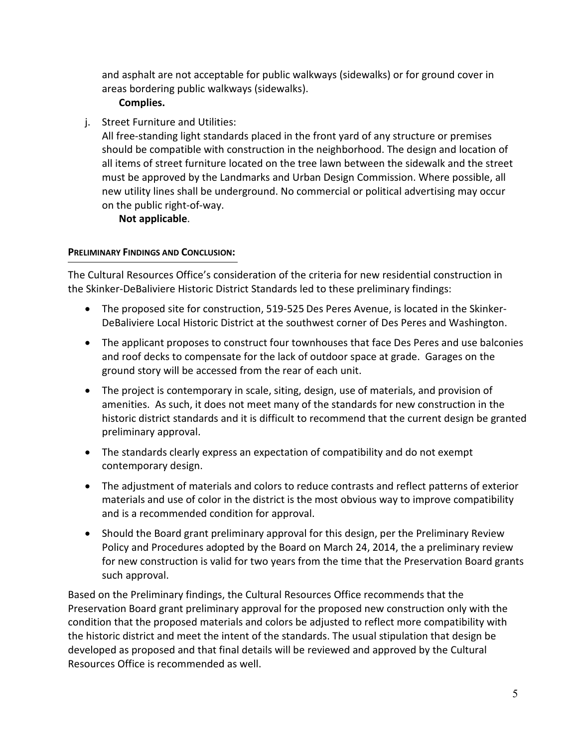and asphalt are not acceptable for public walkways (sidewalks) or for ground cover in areas bordering public walkways (sidewalks).

**Complies.**

j. Street Furniture and Utilities:
All free-standing light standards placed in the front yard of any structure or premises should be compatible with construction in the neighborhood. The design and location of all items of street furniture located on the tree lawn between the sidewalk and the street must be approved by the Landmarks and Urban Design Commission. Where possible, all new utility lines shall be underground. No commercial or political advertising may occur on the public right-of-way.

**Not applicable**.

**PRELIMINARY FINDINGS AND CONCLUSION:**

The Cultural Resources Office's consideration of the criteria for new residential construction in the Skinker-DeBaliviere Historic District Standards led to these preliminary findings:

- The proposed site for construction, 519-525 Des Peres Avenue, is located in the Skinker-DeBaliviere Local Historic District at the southwest corner of Des Peres and Washington.
- The applicant proposes to construct four townhouses that face Des Peres and use balconies and roof decks to compensate for the lack of outdoor space at grade. Garages on the ground story will be accessed from the rear of each unit.
- The project is contemporary in scale, siting, design, use of materials, and provision of amenities. As such, it does not meet many of the standards for new construction in the historic district standards and it is difficult to recommend that the current design be granted preliminary approval.
- The standards clearly express an expectation of compatibility and do not exempt contemporary design.
- The adjustment of materials and colors to reduce contrasts and reflect patterns of exterior materials and use of color in the district is the most obvious way to improve compatibility and is a recommended condition for approval.
- Should the Board grant preliminary approval for this design, per the Preliminary Review Policy and Procedures adopted by the Board on March 24, 2014, the a preliminary review for new construction is valid for two years from the time that the Preservation Board grants such approval.

Based on the Preliminary findings, the Cultural Resources Office recommends that the Preservation Board grant preliminary approval for the proposed new construction only with the condition that the proposed materials and colors be adjusted to reflect more compatibility with the historic district and meet the intent of the standards. The usual stipulation that design be developed as proposed and that final details will be reviewed and approved by the Cultural Resources Office is recommended as well.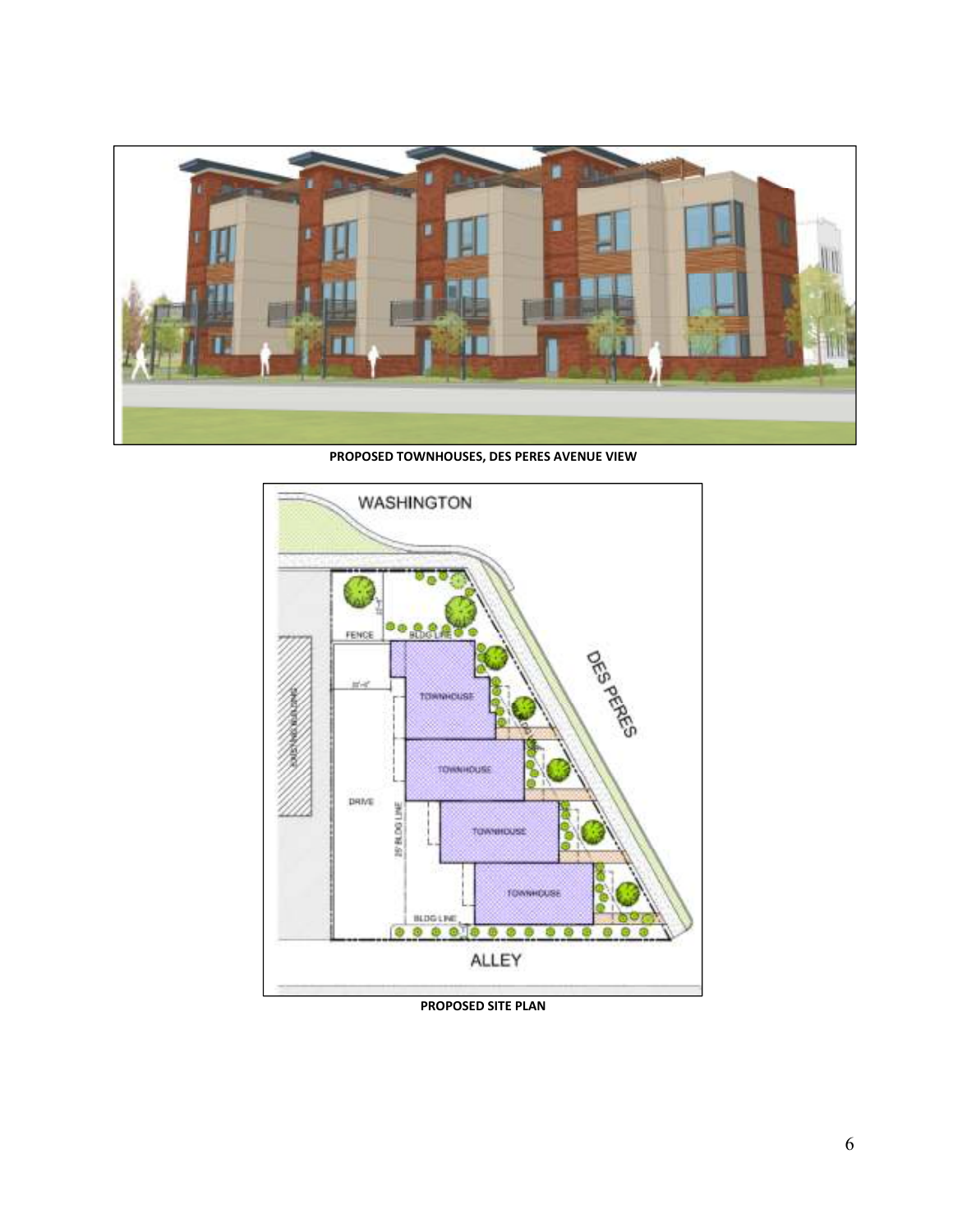PROPOSED TOWNHOUSES, DES PERES AVENUE VIEW

PROPOSED SITE PLAN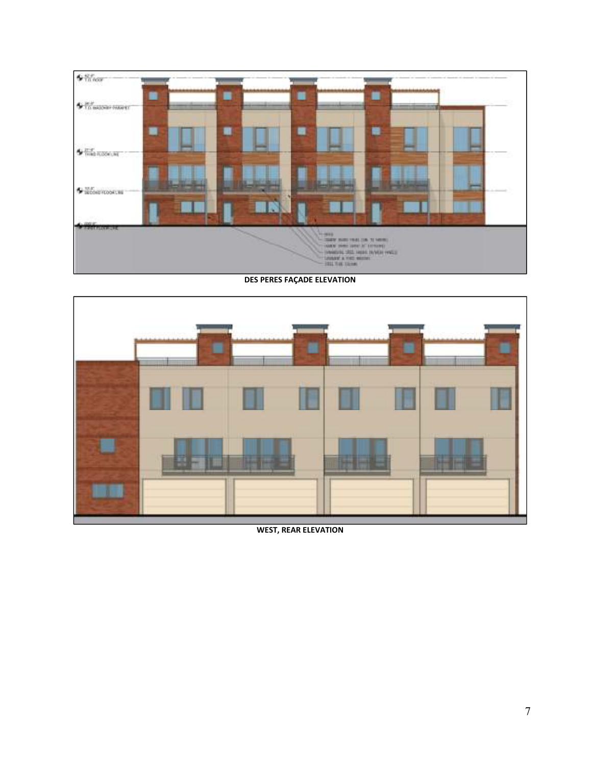**DES PERES FAÇADE ELEVATION**

**WEST, REAR ELEVATION**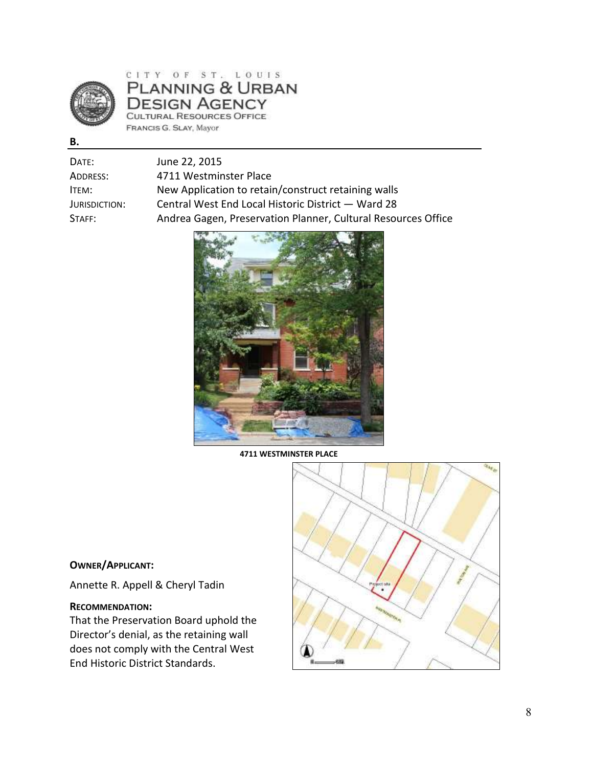CITY OF ST. LOUIS
PLANNING & URBAN DESIGN AGENCY
CULTURAL RESOURCES OFFICE
FRANCIS G. SLAY, Mayor

**B.**

| | |
|---|---|
| DATE: | June 22, 2015 |
| ADDRESS: | 4711 Westminster Place |
| ITEM: | New Application to retain/construct retaining walls |
| JURISDICTION: | Central West End Local Historic District — Ward 28 |
| STAFF: | Andrea Gagen, Preservation Planner, Cultural Resources Office |

**4711 WESTMINSTER PLACE**

**OWNER/APPLICANT:**

Annette R. Appell & Cheryl Tadin

**RECOMMENDATION:**

That the Preservation Board uphold the Director's denial, as the retaining wall does not comply with the Central West End Historic District Standards.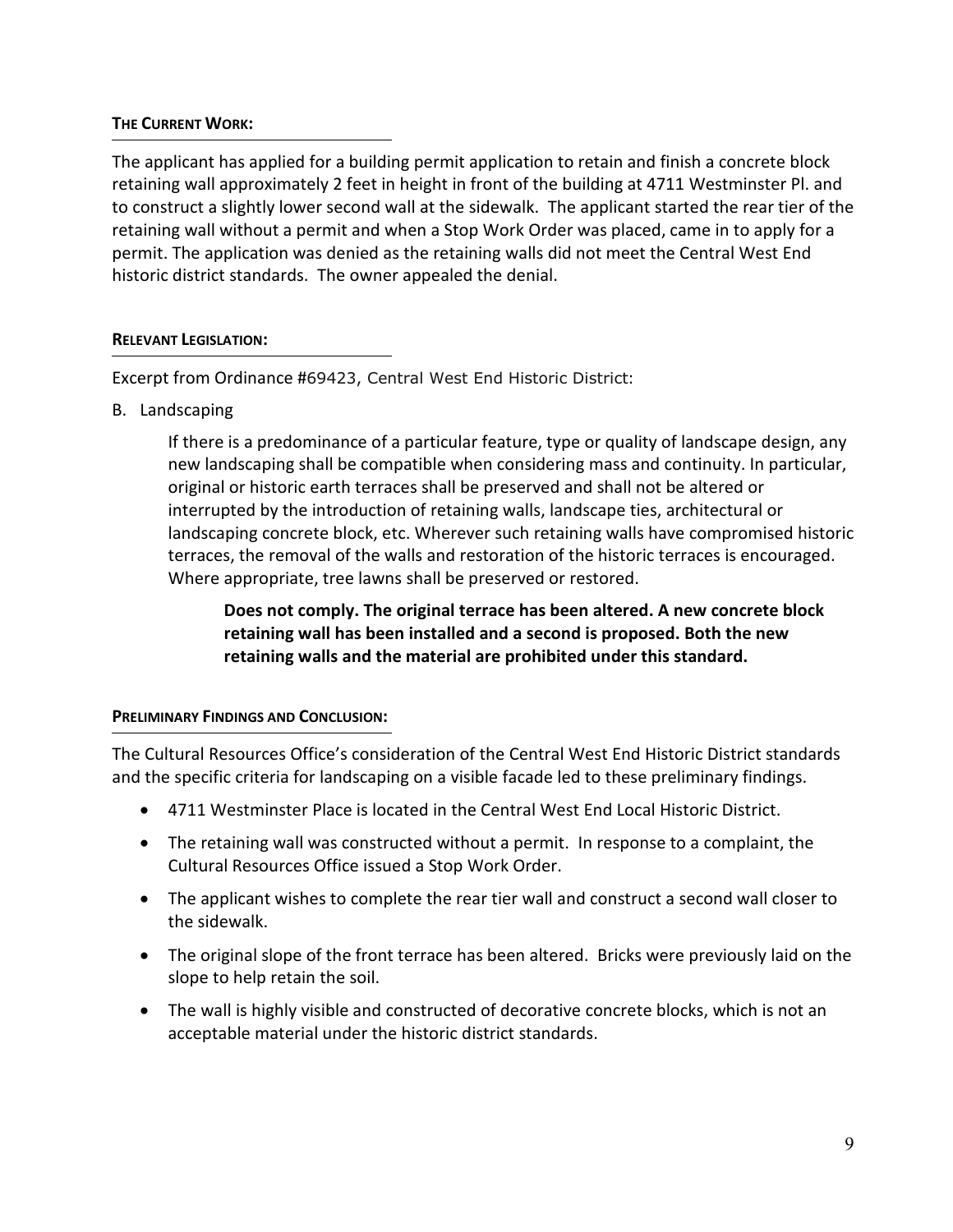#### THE CURRENT WORK:

The applicant has applied for a building permit application to retain and finish a concrete block retaining wall approximately 2 feet in height in front of the building at 4711 Westminster Pl. and to construct a slightly lower second wall at the sidewalk. The applicant started the rear tier of the retaining wall without a permit and when a Stop Work Order was placed, came in to apply for a permit. The application was denied as the retaining walls did not meet the Central West End historic district standards. The owner appealed the denial.

#### RELEVANT LEGISLATION:

Excerpt from Ordinance #69423, Central West End Historic District:

B. Landscaping

> If there is a predominance of a particular feature, type or quality of landscape design, any new landscaping shall be compatible when considering mass and continuity. In particular, original or historic earth terraces shall be preserved and shall not be altered or interrupted by the introduction of retaining walls, landscape ties, architectural or landscaping concrete block, etc. Wherever such retaining walls have compromised historic terraces, the removal of the walls and restoration of the historic terraces is encouraged. Where appropriate, tree lawns shall be preserved or restored.
>
> > **Does not comply. The original terrace has been altered. A new concrete block retaining wall has been installed and a second is proposed. Both the new retaining walls and the material are prohibited under this standard.**

#### PRELIMINARY FINDINGS AND CONCLUSION:

The Cultural Resources Office's consideration of the Central West End Historic District standards and the specific criteria for landscaping on a visible facade led to these preliminary findings.

- 4711 Westminster Place is located in the Central West End Local Historic District.
- The retaining wall was constructed without a permit. In response to a complaint, the Cultural Resources Office issued a Stop Work Order.
- The applicant wishes to complete the rear tier wall and construct a second wall closer to the sidewalk.
- The original slope of the front terrace has been altered. Bricks were previously laid on the slope to help retain the soil.
- The wall is highly visible and constructed of decorative concrete blocks, which is not an acceptable material under the historic district standards.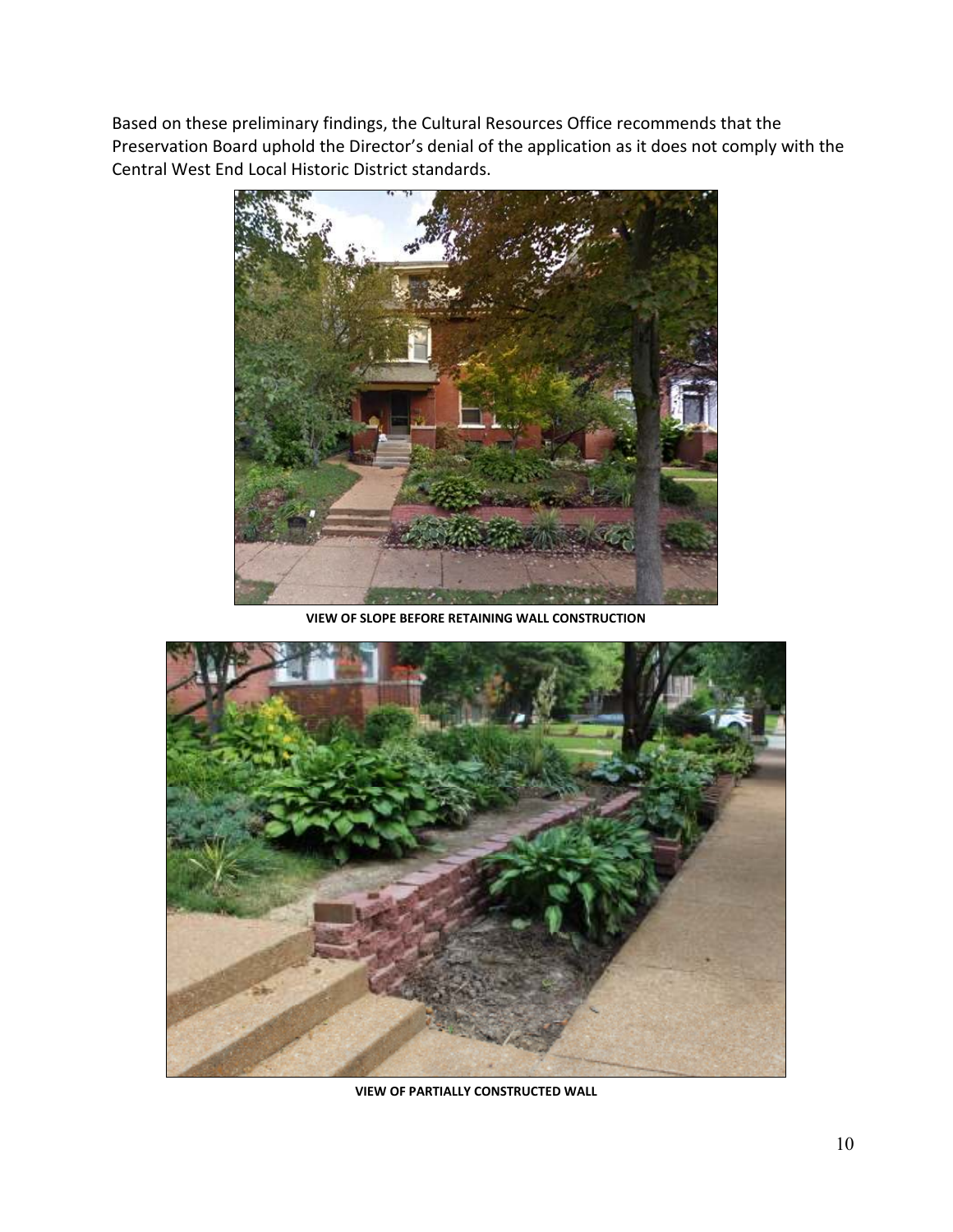Based on these preliminary findings, the Cultural Resources Office recommends that the Preservation Board uphold the Director's denial of the application as it does not comply with the Central West End Local Historic District standards.

**VIEW OF SLOPE BEFORE RETAINING WALL CONSTRUCTION**

**VIEW OF PARTIALLY CONSTRUCTED WALL**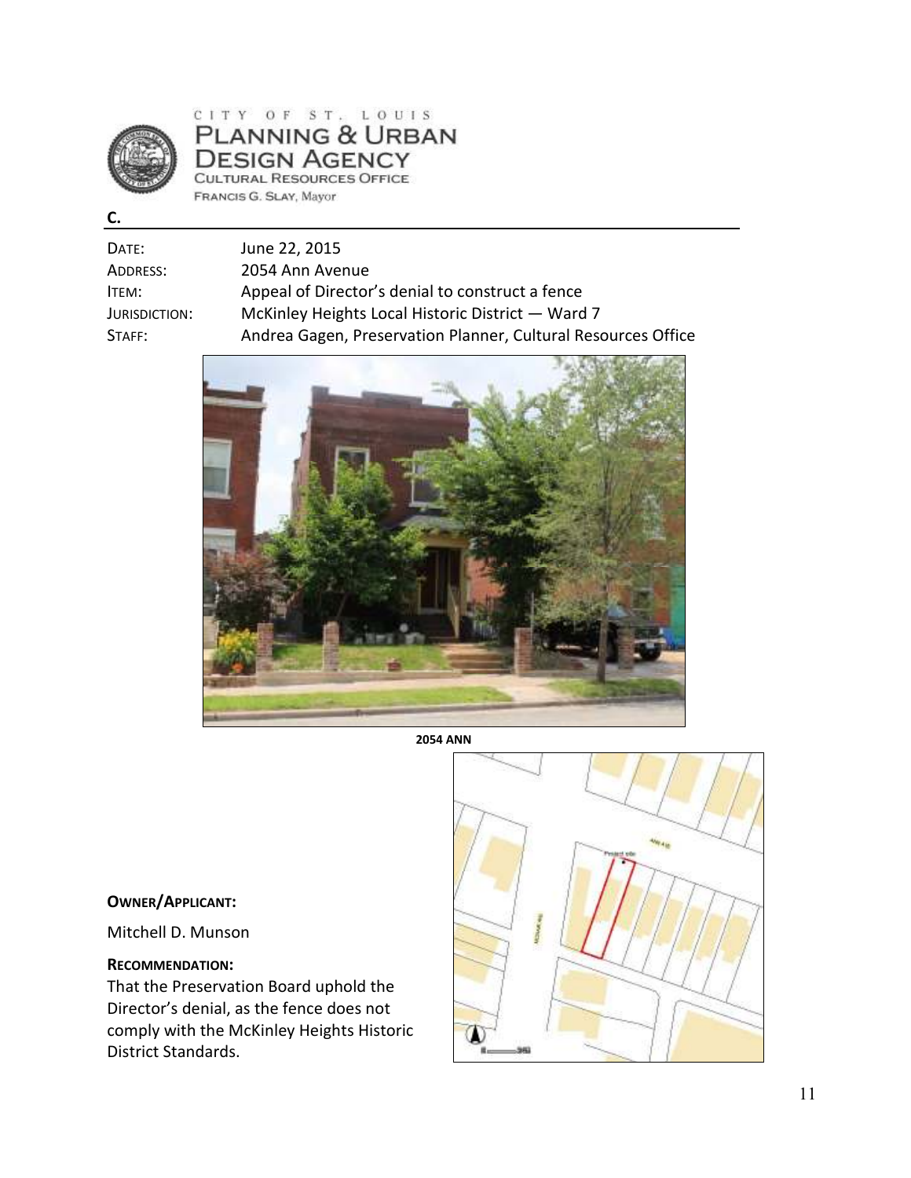CITY OF ST. LOUIS
PLANNING & URBAN DESIGN AGENCY
CULTURAL RESOURCES OFFICE
FRANCIS G. SLAY, Mayor

**C.**

| | |
|---|---|
| DATE: | June 22, 2015 |
| ADDRESS: | 2054 Ann Avenue |
| ITEM: | Appeal of Director's denial to construct a fence |
| JURISDICTION: | McKinley Heights Local Historic District — Ward 7 |
| STAFF: | Andrea Gagen, Preservation Planner, Cultural Resources Office |

**2054 ANN**

**OWNER/APPLICANT:**

Mitchell D. Munson

**RECOMMENDATION:**

That the Preservation Board uphold the Director's denial, as the fence does not comply with the McKinley Heights Historic District Standards.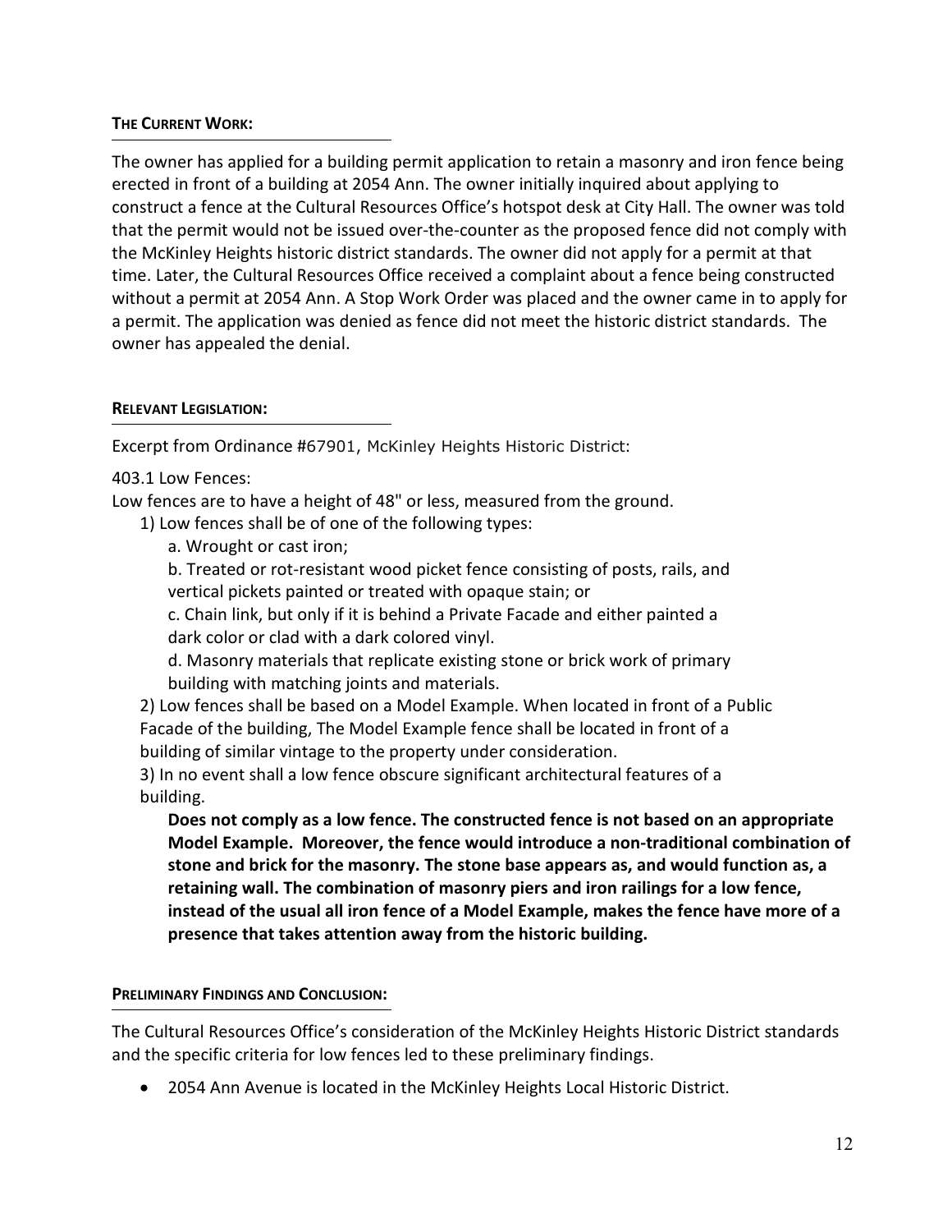#### THE CURRENT WORK:

The owner has applied for a building permit application to retain a masonry and iron fence being erected in front of a building at 2054 Ann. The owner initially inquired about applying to construct a fence at the Cultural Resources Office's hotspot desk at City Hall. The owner was told that the permit would not be issued over-the-counter as the proposed fence did not comply with the McKinley Heights historic district standards. The owner did not apply for a permit at that time. Later, the Cultural Resources Office received a complaint about a fence being constructed without a permit at 2054 Ann. A Stop Work Order was placed and the owner came in to apply for a permit. The application was denied as fence did not meet the historic district standards. The owner has appealed the denial.

#### RELEVANT LEGISLATION:

Excerpt from Ordinance #67901, McKinley Heights Historic District:

403.1 Low Fences:

Low fences are to have a height of 48" or less, measured from the ground.

1) Low fences shall be of one of the following types:

   a. Wrought or cast iron;

   b. Treated or rot-resistant wood picket fence consisting of posts, rails, and vertical pickets painted or treated with opaque stain; or

   c. Chain link, but only if it is behind a Private Facade and either painted a dark color or clad with a dark colored vinyl.

   d. Masonry materials that replicate existing stone or brick work of primary building with matching joints and materials.

2) Low fences shall be based on a Model Example. When located in front of a Public Facade of the building, The Model Example fence shall be located in front of a building of similar vintage to the property under consideration.

3) In no event shall a low fence obscure significant architectural features of a building.

**Does not comply as a low fence. The constructed fence is not based on an appropriate Model Example. Moreover, the fence would introduce a non-traditional combination of stone and brick for the masonry. The stone base appears as, and would function as, a retaining wall. The combination of masonry piers and iron railings for a low fence, instead of the usual all iron fence of a Model Example, makes the fence have more of a presence that takes attention away from the historic building.**

#### PRELIMINARY FINDINGS AND CONCLUSION:

The Cultural Resources Office's consideration of the McKinley Heights Historic District standards and the specific criteria for low fences led to these preliminary findings.

- 2054 Ann Avenue is located in the McKinley Heights Local Historic District.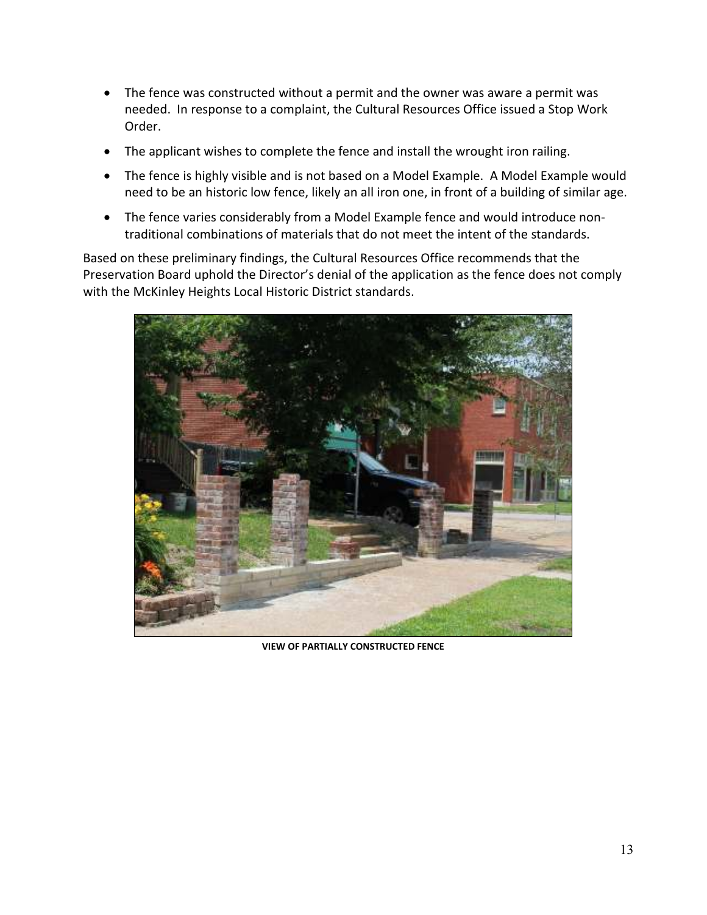- The fence was constructed without a permit and the owner was aware a permit was needed. In response to a complaint, the Cultural Resources Office issued a Stop Work Order.
- The applicant wishes to complete the fence and install the wrought iron railing.
- The fence is highly visible and is not based on a Model Example. A Model Example would need to be an historic low fence, likely an all iron one, in front of a building of similar age.
- The fence varies considerably from a Model Example fence and would introduce non-traditional combinations of materials that do not meet the intent of the standards.

Based on these preliminary findings, the Cultural Resources Office recommends that the Preservation Board uphold the Director's denial of the application as the fence does not comply with the McKinley Heights Local Historic District standards.

**VIEW OF PARTIALLY CONSTRUCTED FENCE**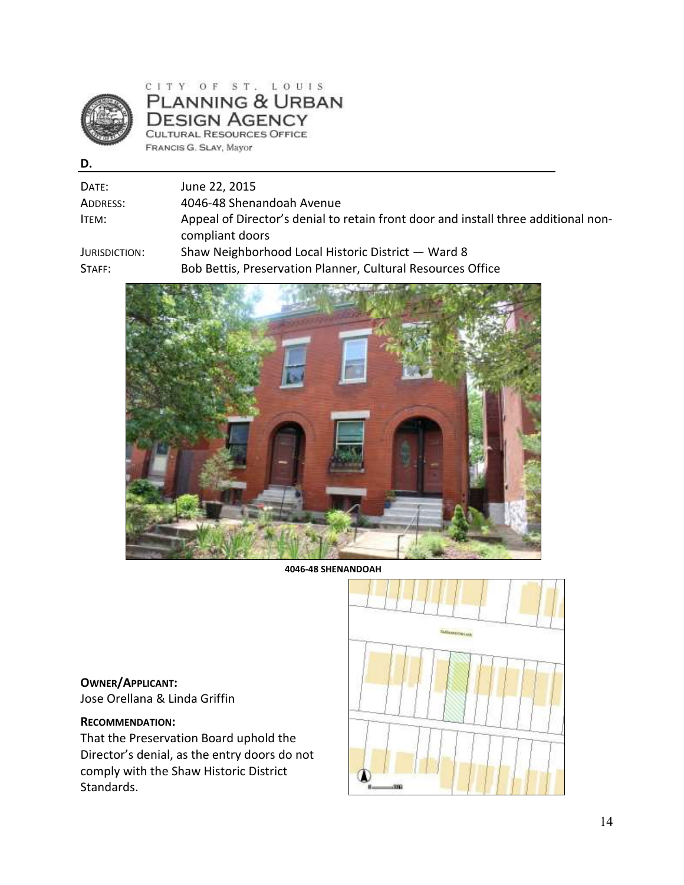CITY OF ST. LOUIS
PLANNING & URBAN DESIGN AGENCY
CULTURAL RESOURCES OFFICE
FRANCIS G. SLAY, Mayor

**D.**

| | |
|---|---|
| DATE: | June 22, 2015 |
| ADDRESS: | 4046-48 Shenandoah Avenue |
| ITEM: | Appeal of Director's denial to retain front door and install three additional non-compliant doors |
| JURISDICTION: | Shaw Neighborhood Local Historic District — Ward 8 |
| STAFF: | Bob Bettis, Preservation Planner, Cultural Resources Office |

**4046-48 SHENANDOAH**

**OWNER/APPLICANT:**
Jose Orellana & Linda Griffin

**RECOMMENDATION:**
That the Preservation Board uphold the Director's denial, as the entry doors do not comply with the Shaw Historic District Standards.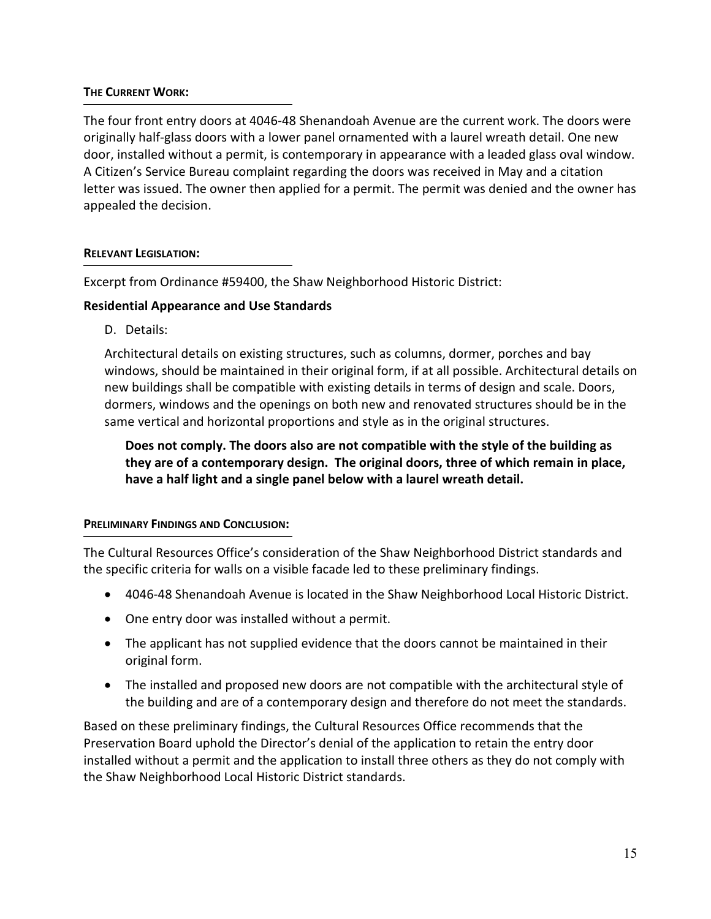**THE CURRENT WORK:**

The four front entry doors at 4046-48 Shenandoah Avenue are the current work. The doors were originally half-glass doors with a lower panel ornamented with a laurel wreath detail. One new door, installed without a permit, is contemporary in appearance with a leaded glass oval window. A Citizen's Service Bureau complaint regarding the doors was received in May and a citation letter was issued. The owner then applied for a permit. The permit was denied and the owner has appealed the decision.

**RELEVANT LEGISLATION:**

Excerpt from Ordinance #59400, the Shaw Neighborhood Historic District:

**Residential Appearance and Use Standards**

D. Details:

Architectural details on existing structures, such as columns, dormer, porches and bay windows, should be maintained in their original form, if at all possible. Architectural details on new buildings shall be compatible with existing details in terms of design and scale. Doors, dormers, windows and the openings on both new and renovated structures should be in the same vertical and horizontal proportions and style as in the original structures.

> **Does not comply. The doors also are not compatible with the style of the building as they are of a contemporary design. The original doors, three of which remain in place, have a half light and a single panel below with a laurel wreath detail.**

**PRELIMINARY FINDINGS AND CONCLUSION:**

The Cultural Resources Office's consideration of the Shaw Neighborhood District standards and the specific criteria for walls on a visible facade led to these preliminary findings.

- 4046-48 Shenandoah Avenue is located in the Shaw Neighborhood Local Historic District.
- One entry door was installed without a permit.
- The applicant has not supplied evidence that the doors cannot be maintained in their original form.
- The installed and proposed new doors are not compatible with the architectural style of the building and are of a contemporary design and therefore do not meet the standards.

Based on these preliminary findings, the Cultural Resources Office recommends that the Preservation Board uphold the Director's denial of the application to retain the entry door installed without a permit and the application to install three others as they do not comply with the Shaw Neighborhood Local Historic District standards.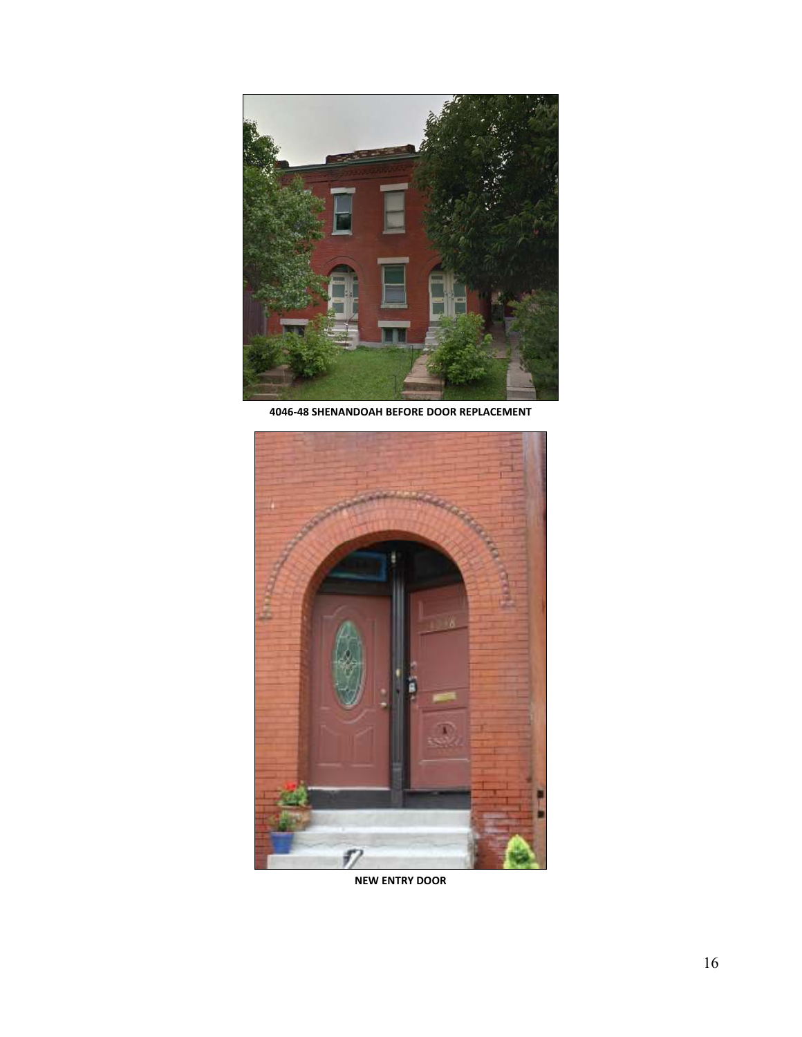**4046-48 SHENANDOAH BEFORE DOOR REPLACEMENT**

**NEW ENTRY DOOR**